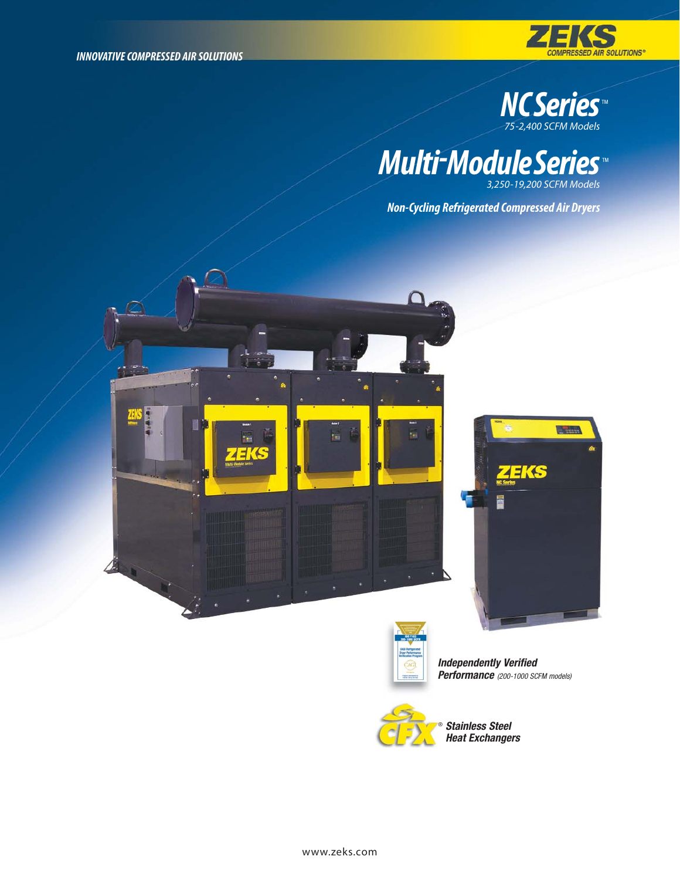*INNOVATIVE COMPRESSED AIR SOLUTIONS*

ZEKS COMPRESSED AIR SOLUTIONS®

# NC Series™
*75-2,400 SCFM Models*

# Multi-Module Series™
*3,250-19,200 SCFM Models*

## *Non-Cycling Refrigerated Compressed Air Dryers*

***Independently Verified Performance*** *(200-1000 SCFM models)*

CFX® ***Stainless Steel Heat Exchangers***

www.zeks.com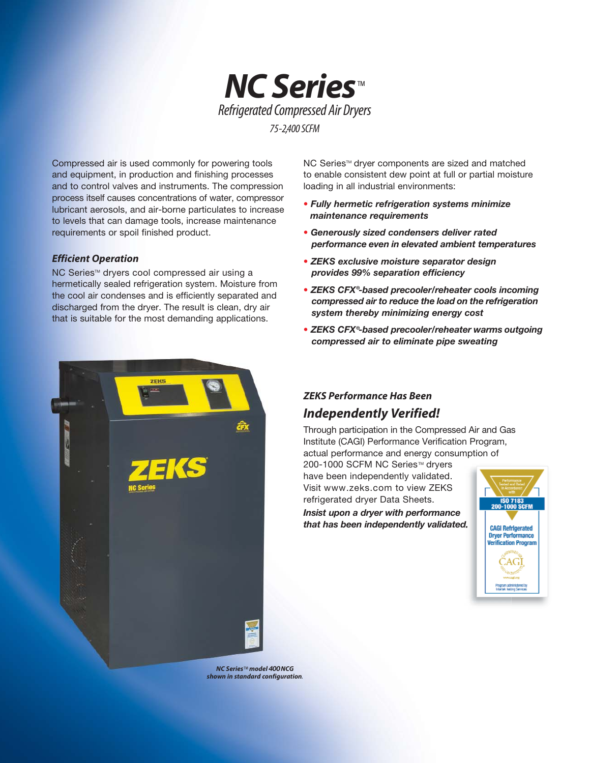# NC Series™

## *Refrigerated Compressed Air Dryers*

*75-2,400 SCFM*

Compressed air is used commonly for powering tools and equipment, in production and finishing processes and to control valves and instruments. The compression process itself causes concentrations of water, compressor lubricant aerosols, and air-borne particulates to increase to levels that can damage tools, increase maintenance requirements or spoil finished product.

### *Efficient Operation*

NC Series™ dryers cool compressed air using a hermetically sealed refrigeration system. Moisture from the cool air condenses and is efficiently separated and discharged from the dryer. The result is clean, dry air that is suitable for the most demanding applications.

NC Series™ dryer components are sized and matched to enable consistent dew point at full or partial moisture loading in all industrial environments:

- ***Fully hermetic refrigeration systems minimize maintenance requirements***
- ***Generously sized condensers deliver rated performance even in elevated ambient temperatures***
- ***ZEKS exclusive moisture separator design provides 99% separation efficiency***
- ***ZEKS CFX®-based precooler/reheater cools incoming compressed air to reduce the load on the refrigeration system thereby minimizing energy cost***
- ***ZEKS CFX®-based precooler/reheater warms outgoing compressed air to eliminate pipe sweating***

*NC Series™ model 400NCG shown in standard configuration.*

### *ZEKS Performance Has Been*

## *Independently Verified!*

Through participation in the Compressed Air and Gas Institute (CAGI) Performance Verification Program, actual performance and energy consumption of 200-1000 SCFM NC Series™ dryers have been independently validated. Visit www.zeks.com to view ZEKS refrigerated dryer Data Sheets.

***Insist upon a dryer with performance that has been independently validated.***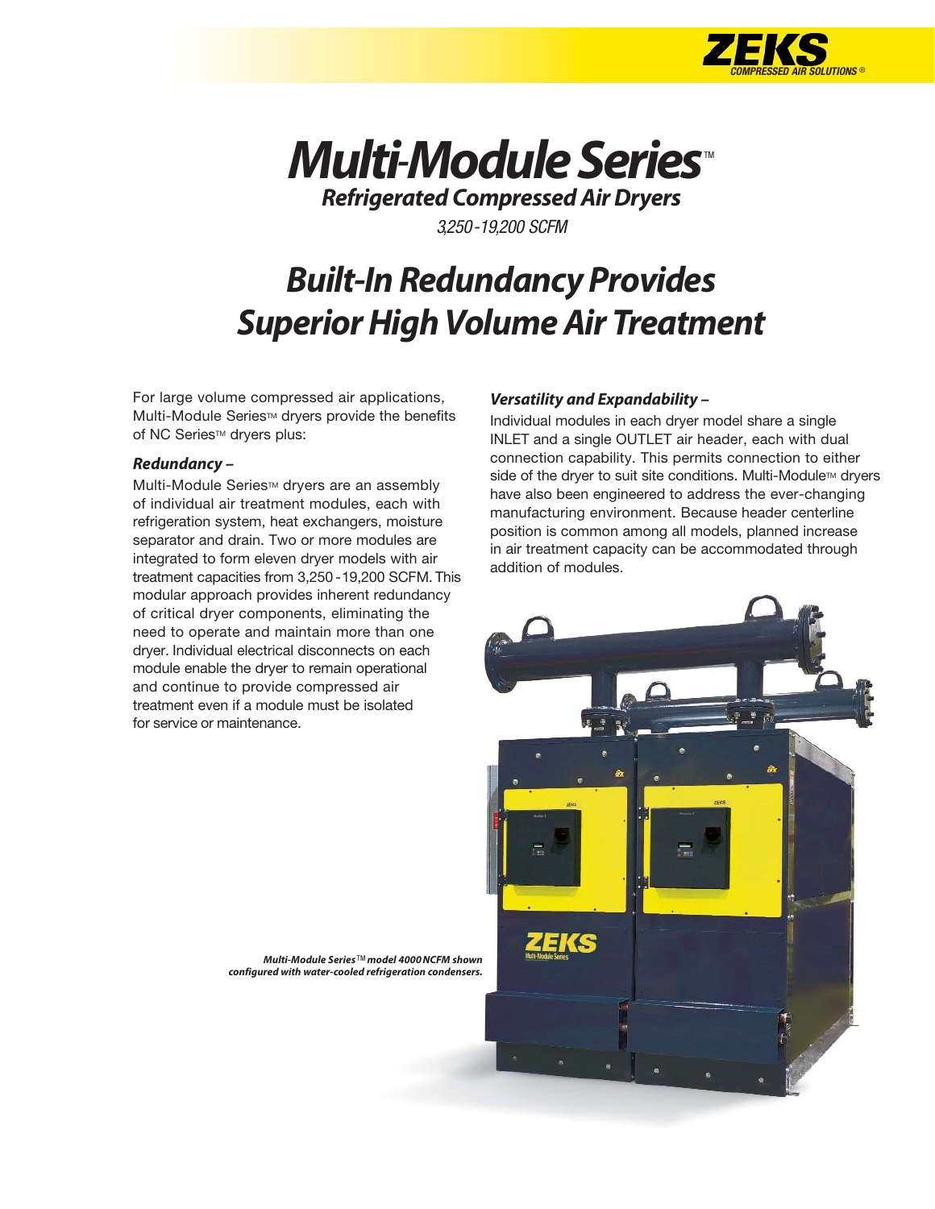# Multi-Module Series™

## *Refrigerated Compressed Air Dryers*

*3,250 - 19,200 SCFM*

# *Built-In Redundancy Provides Superior High Volume Air Treatment*

For large volume compressed air applications, Multi-Module Series™ dryers provide the benefits of NC Series™ dryers plus:

### *Redundancy –*

Multi-Module Series™ dryers are an assembly of individual air treatment modules, each with refrigeration system, heat exchangers, moisture separator and drain. Two or more modules are integrated to form eleven dryer models with air treatment capacities from 3,250 - 19,200 SCFM. This modular approach provides inherent redundancy of critical dryer components, eliminating the need to operate and maintain more than one dryer. Individual electrical disconnects on each module enable the dryer to remain operational and continue to provide compressed air treatment even if a module must be isolated for service or maintenance.

### *Versatility and Expandability –*

Individual modules in each dryer model share a single INLET and a single OUTLET air header, each with dual connection capability. This permits connection to either side of the dryer to suit site conditions. Multi-Module™ dryers have also been engineered to address the ever-changing manufacturing environment. Because header centerline position is common among all models, planned increase in air treatment capacity can be accommodated through addition of modules.

***Multi-Module Series™ model 4000 NCFM shown configured with water-cooled refrigeration condensers.***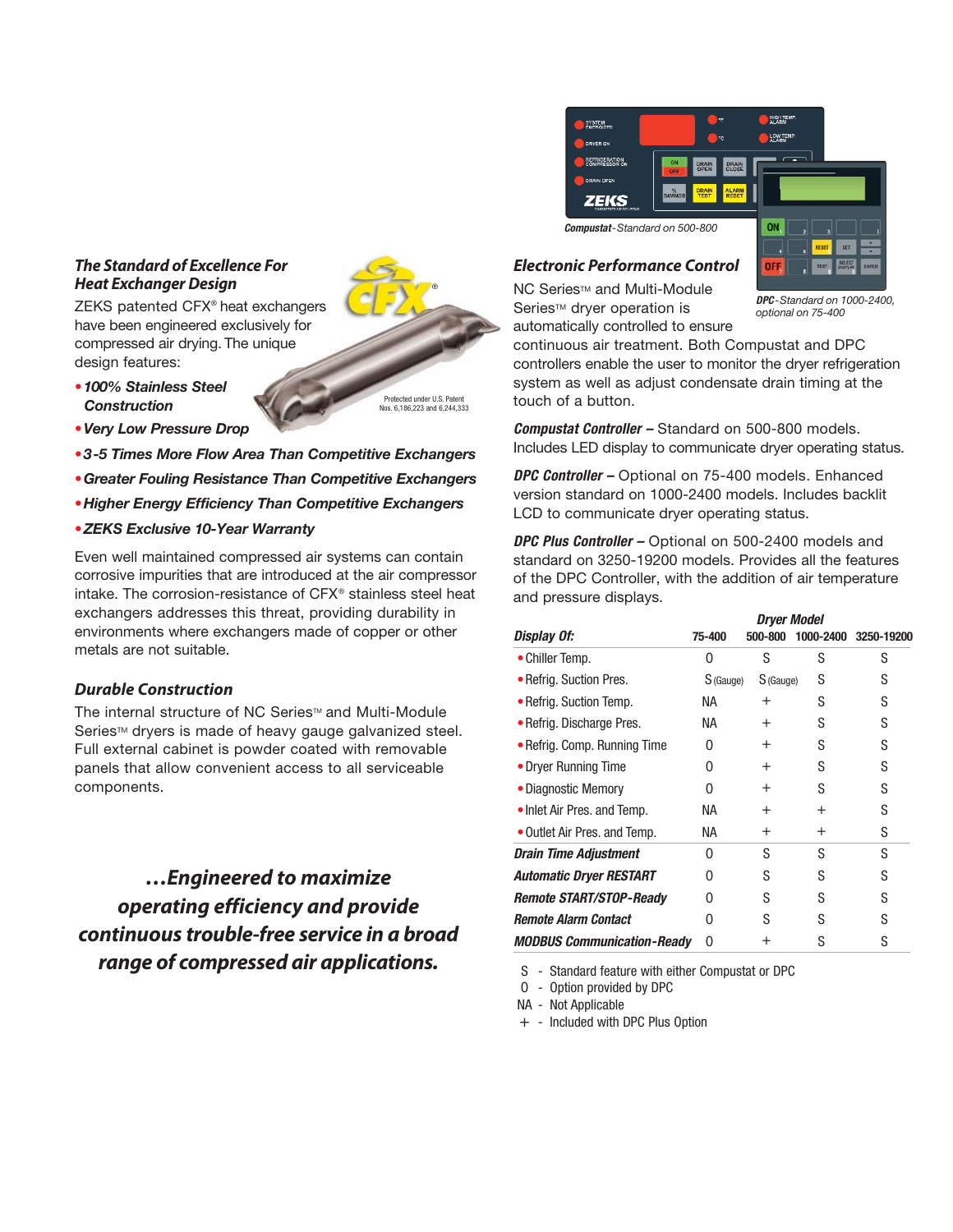## The Standard of Excellence For Heat Exchanger Design

ZEKS patented CFX® heat exchangers have been engineered exclusively for compressed air drying. The unique design features:

- ***100% Stainless Steel Construction***
- ***Very Low Pressure Drop***
- ***3-5 Times More Flow Area Than Competitive Exchangers***
- ***Greater Fouling Resistance Than Competitive Exchangers***
- ***Higher Energy Efficiency Than Competitive Exchangers***
- ***ZEKS Exclusive 10-Year Warranty***

Protected under U.S. Patent Nos. 6,186,223 and 6,244,333

Even well maintained compressed air systems can contain corrosive impurities that are introduced at the air compressor intake. The corrosion-resistance of CFX® stainless steel heat exchangers addresses this threat, providing durability in environments where exchangers made of copper or other metals are not suitable.

## Durable Construction

The internal structure of NC Series™ and Multi-Module Series™ dryers is made of heavy gauge galvanized steel. Full external cabinet is powder coated with removable panels that allow convenient access to all serviceable components.

***…Engineered to maximize operating efficiency and provide continuous trouble-free service in a broad range of compressed air applications.***

***Compustat****-Standard on 500-800*

***DPC****-Standard on 1000-2400, optional on 75-400*

## Electronic Performance Control

NC Series™ and Multi-Module Series™ dryer operation is automatically controlled to ensure continuous air treatment. Both Compustat and DPC controllers enable the user to monitor the dryer refrigeration system as well as adjust condensate drain timing at the touch of a button.

***Compustat Controller –*** Standard on 500-800 models. Includes LED display to communicate dryer operating status.

***DPC Controller –*** Optional on 75-400 models. Enhanced version standard on 1000-2400 models. Includes backlit LCD to communicate dryer operating status.

***DPC Plus Controller –*** Optional on 500-2400 models and standard on 3250-19200 models. Provides all the features of the DPC Controller, with the addition of air temperature and pressure displays.

| | Dryer Model | | | |
|---|---|---|---|---|
| ***Display Of:*** | **75-400** | **500-800** | **1000-2400** | **3250-19200** |
| • Chiller Temp. | O | S | S | S |
| • Refrig. Suction Pres. | S (Gauge) | S (Gauge) | S | S |
| • Refrig. Suction Temp. | NA | + | S | S |
| • Refrig. Discharge Pres. | NA | + | S | S |
| • Refrig. Comp. Running Time | O | + | S | S |
| • Dryer Running Time | O | + | S | S |
| • Diagnostic Memory | O | + | S | S |
| • Inlet Air Pres. and Temp. | NA | + | + | S |
| • Outlet Air Pres. and Temp. | NA | + | + | S |
| ***Drain Time Adjustment*** | O | S | S | S |
| ***Automatic Dryer RESTART*** | O | S | S | S |
| ***Remote START/STOP-Ready*** | O | S | S | S |
| ***Remote Alarm Contact*** | O | S | S | S |
| ***MODBUS Communication-Ready*** | O | + | S | S |

S - Standard feature with either Compustat or DPC
O - Option provided by DPC
NA - Not Applicable
\+ - Included with DPC Plus Option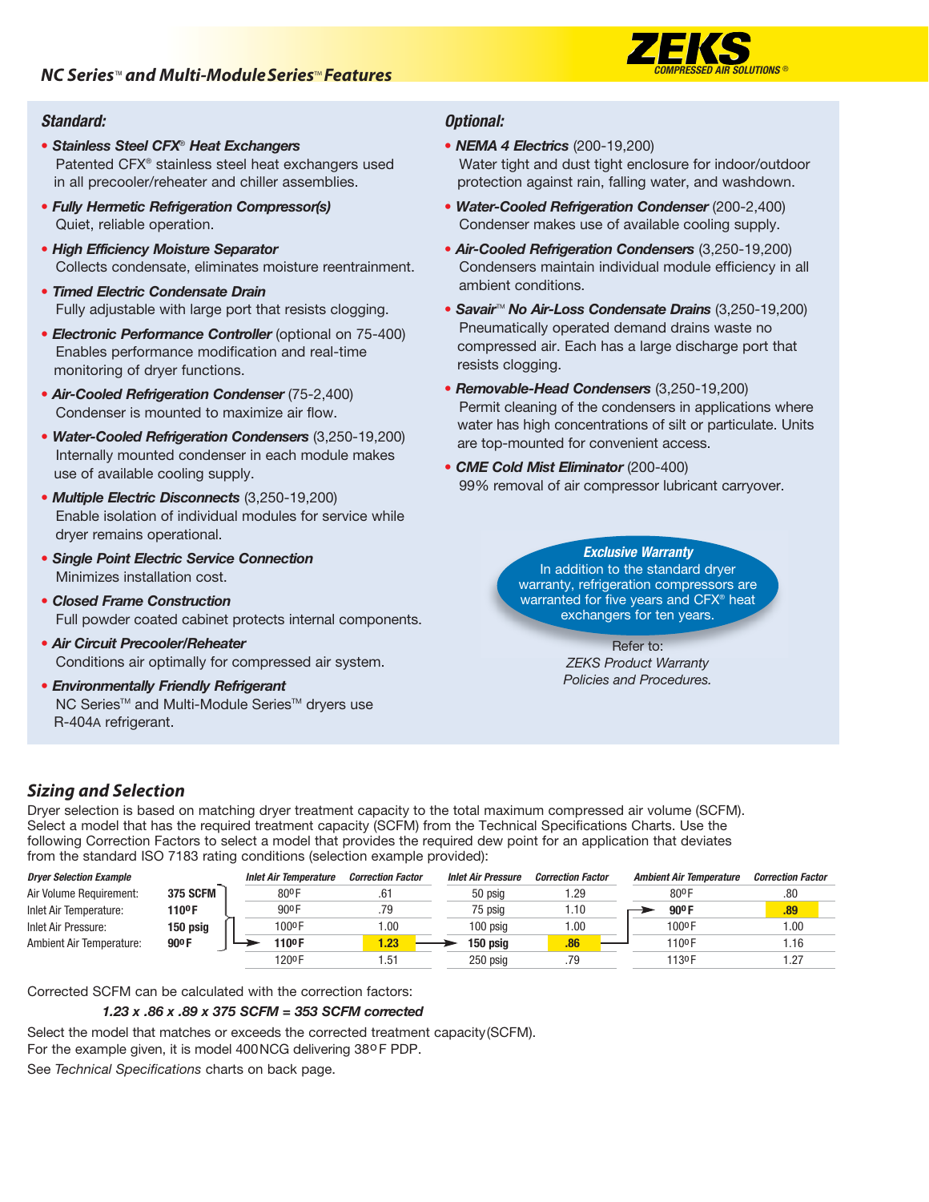## NC Series™ and Multi-Module Series™ Features

ZEKS COMPRESSED AIR SOLUTIONS®

### Standard:

- ***Stainless Steel CFX® Heat Exchangers***
  Patented CFX® stainless steel heat exchangers used in all precooler/reheater and chiller assemblies.
- ***Fully Hermetic Refrigeration Compressor(s)***
  Quiet, reliable operation.
- ***High Efficiency Moisture Separator***
  Collects condensate, eliminates moisture reentrainment.
- ***Timed Electric Condensate Drain***
  Fully adjustable with large port that resists clogging.
- ***Electronic Performance Controller*** (optional on 75-400)
  Enables performance modification and real-time monitoring of dryer functions.
- ***Air-Cooled Refrigeration Condenser*** (75-2,400)
  Condenser is mounted to maximize air flow.
- ***Water-Cooled Refrigeration Condensers*** (3,250-19,200)
  Internally mounted condenser in each module makes use of available cooling supply.
- ***Multiple Electric Disconnects*** (3,250-19,200)
  Enable isolation of individual modules for service while dryer remains operational.
- ***Single Point Electric Service Connection***
  Minimizes installation cost.
- ***Closed Frame Construction***
  Full powder coated cabinet protects internal components.
- ***Air Circuit Precooler/Reheater***
  Conditions air optimally for compressed air system.
- ***Environmentally Friendly Refrigerant***
  NC Series™ and Multi-Module Series™ dryers use R-404A refrigerant.

### Optional:

- ***NEMA 4 Electrics*** (200-19,200)
  Water tight and dust tight enclosure for indoor/outdoor protection against rain, falling water, and washdown.
- ***Water-Cooled Refrigeration Condenser*** (200-2,400)
  Condenser makes use of available cooling supply.
- ***Air-Cooled Refrigeration Condensers*** (3,250-19,200)
  Condensers maintain individual module efficiency in all ambient conditions.
- ***Savair™ No Air-Loss Condensate Drains*** (3,250-19,200)
  Pneumatically operated demand drains waste no compressed air. Each has a large discharge port that resists clogging.
- ***Removable-Head Condensers*** (3,250-19,200)
  Permit cleaning of the condensers in applications where water has high concentrations of silt or particulate. Units are top-mounted for convenient access.
- ***CME Cold Mist Eliminator*** (200-400)
  99% removal of air compressor lubricant carryover.

***Exclusive Warranty***
In addition to the standard dryer warranty, refrigeration compressors are warranted for five years and CFX® heat exchangers for ten years.

Refer to:
*ZEKS Product Warranty Policies and Procedures.*

## Sizing and Selection

Dryer selection is based on matching dryer treatment capacity to the total maximum compressed air volume (SCFM). Select a model that has the required treatment capacity (SCFM) from the Technical Specifications Charts. Use the following Correction Factors to select a model that provides the required dew point for an application that deviates from the standard ISO 7183 rating conditions (selection example provided):

| *Dryer Selection Example* | | *Inlet Air Temperature* | *Correction Factor* | *Inlet Air Pressure* | *Correction Factor* | *Ambient Air Temperature* | *Correction Factor* |
|---|---|---|---|---|---|---|---|
| Air Volume Requirement: | **375 SCFM** | 80°F | .61 | 50 psig | 1.29 | 80°F | .80 |
| Inlet Air Temperature: | **110°F** | 90°F | .79 | 75 psig | 1.10 | **90°F** | **.89** |
| Inlet Air Pressure: | **150 psig** | 100°F | 1.00 | 100 psig | 1.00 | 100°F | 1.00 |
| Ambient Air Temperature: | **90°F** | **110°F** | **1.23** | **150 psig** | **.86** | 110°F | 1.16 |
| | | 120°F | 1.51 | 250 psig | .79 | 113°F | 1.27 |

Corrected SCFM can be calculated with the correction factors:

***1.23 x .86 x .89 x 375 SCFM = 353 SCFM corrected***

Select the model that matches or exceeds the corrected treatment capacity (SCFM).
For the example given, it is model 400NCG delivering 38°F PDP.

See *Technical Specifications* charts on back page.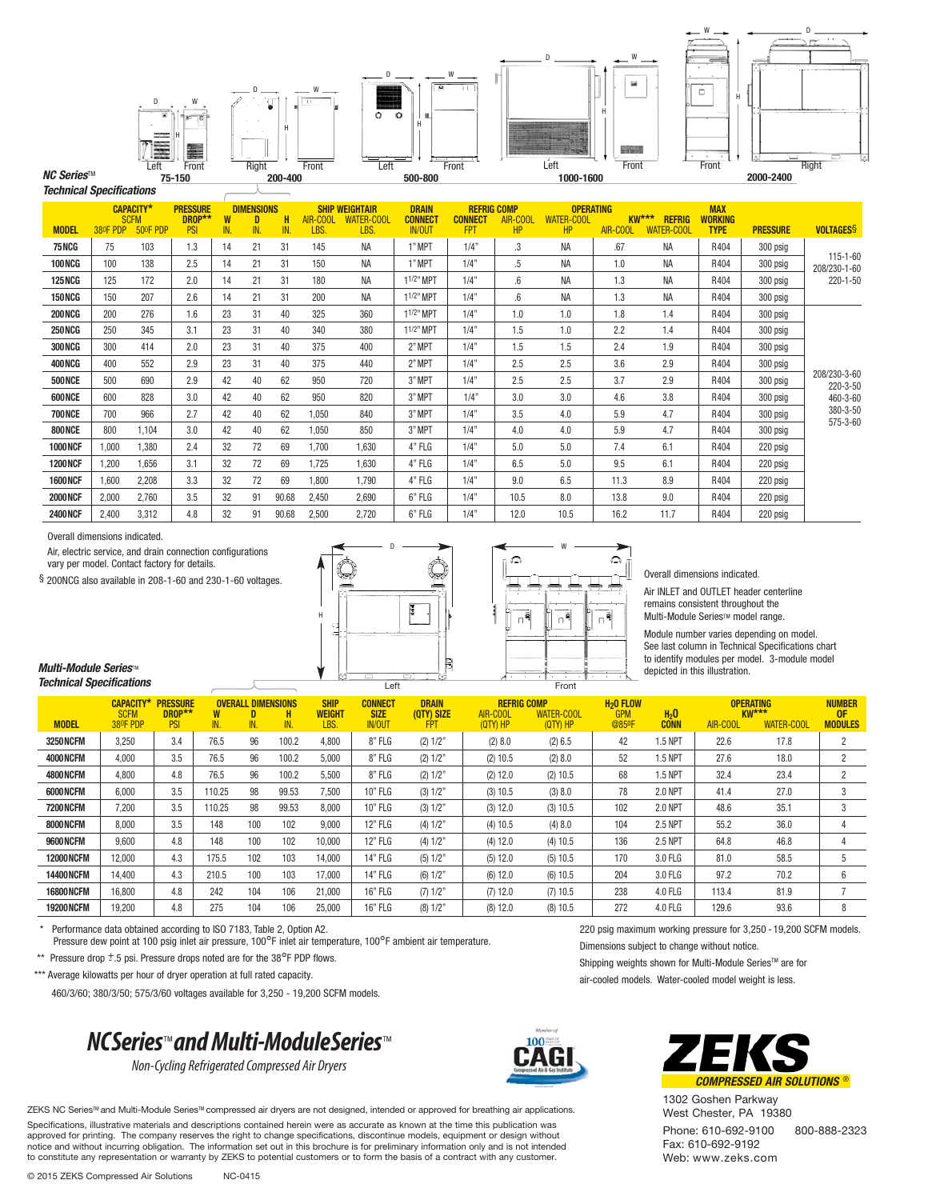*NC Series*™
***Technical Specifications***

Left Front 75-150 · Right Front 200-400 · Left Front 500-800 · Left Front 1000-1600 · Front Right 2000-2400

| MODEL | CAPACITY* SCFM 38ºF PDP | CAPACITY* SCFM 50ºF PDP | PRESSURE DROP** PSI | DIMENSIONS W IN. | DIMENSIONS D IN. | DIMENSIONS H IN. | SHIP WEIGHT AIR-COOL LBS. | SHIP WEIGHT WATER-COOL LBS. | AIR CONNECT IN/OUT | DRAIN CONNECT FPT | REFRIG COMP AIR-COOL HP | REFRIG COMP WATER-COOL HP | OPERATING KW*** AIR-COOL | OPERATING KW*** WATER-COOL | REFRIG TYPE | MAX WORKING PRESSURE | VOLTAGES§ |
|---|---|---|---|---|---|---|---|---|---|---|---|---|---|---|---|---|---|
| 75NCG | 75 | 103 | 1.3 | 14 | 21 | 31 | 145 | NA | 1" MPT | 1/4" | .3 | NA | .67 | NA | R404 | 300 psig | 115-1-60 208/230-1-60 220-1-50 |
| 100NCG | 100 | 138 | 2.5 | 14 | 21 | 31 | 150 | NA | 1" MPT | 1/4" | .5 | NA | 1.0 | NA | R404 | 300 psig | |
| 125NCG | 125 | 172 | 2.0 | 14 | 21 | 31 | 180 | NA | 1 1/2" MPT | 1/4" | .6 | NA | 1.3 | NA | R404 | 300 psig | |
| 150NCG | 150 | 207 | 2.6 | 14 | 21 | 31 | 200 | NA | 1 1/2" MPT | 1/4" | .6 | NA | 1.3 | NA | R404 | 300 psig | |
| 200NCG | 200 | 276 | 1.6 | 23 | 31 | 40 | 325 | 360 | 1 1/2" MPT | 1/4" | 1.0 | 1.0 | 1.8 | 1.4 | R404 | 300 psig | 208/230-3-60 220-3-50 460-3-60 380-3-50 575-3-60 |
| 250NCG | 250 | 345 | 3.1 | 23 | 31 | 40 | 340 | 380 | 1 1/2" MPT | 1/4" | 1.5 | 1.0 | 2.2 | 1.4 | R404 | 300 psig | |
| 300NCG | 300 | 414 | 2.0 | 23 | 31 | 40 | 375 | 400 | 2" MPT | 1/4" | 1.5 | 1.5 | 2.4 | 1.9 | R404 | 300 psig | |
| 400NCG | 400 | 552 | 2.9 | 23 | 31 | 40 | 375 | 440 | 2" MPT | 1/4" | 2.5 | 2.5 | 3.6 | 2.9 | R404 | 300 psig | |
| 500NCE | 500 | 690 | 2.9 | 42 | 40 | 62 | 950 | 720 | 3" MPT | 1/4" | 2.5 | 2.5 | 3.7 | 2.9 | R404 | 300 psig | |
| 600NCE | 600 | 828 | 3.0 | 42 | 40 | 62 | 950 | 820 | 3" MPT | 1/4" | 3.0 | 3.0 | 4.6 | 3.8 | R404 | 300 psig | |
| 700NCE | 700 | 966 | 2.7 | 42 | 40 | 62 | 1,050 | 840 | 3" MPT | 1/4" | 3.5 | 4.0 | 5.9 | 4.7 | R404 | 300 psig | |
| 800NCE | 800 | 1,104 | 3.0 | 42 | 40 | 62 | 1,050 | 850 | 3" MPT | 1/4" | 4.0 | 4.0 | 5.9 | 4.7 | R404 | 300 psig | |
| 1000NCF | 1,000 | 1,380 | 2.4 | 32 | 72 | 69 | 1,700 | 1,630 | 4" FLG | 1/4" | 5.0 | 5.0 | 7.4 | 6.1 | R404 | 220 psig | |
| 1200NCF | 1,200 | 1,656 | 3.1 | 32 | 72 | 69 | 1,725 | 1,630 | 4" FLG | 1/4" | 6.5 | 5.0 | 9.5 | 6.1 | R404 | 220 psig | |
| 1600NCF | 1,600 | 2,208 | 3.3 | 32 | 72 | 69 | 1,800 | 1,790 | 4" FLG | 1/4" | 9.0 | 6.5 | 11.3 | 8.9 | R404 | 220 psig | |
| 2000NCF | 2,000 | 2,760 | 3.5 | 32 | 91 | 90.68 | 2,450 | 2,690 | 6" FLG | 1/4" | 10.5 | 8.0 | 13.8 | 9.0 | R404 | 220 psig | |
| 2400NCF | 2,400 | 3,312 | 4.8 | 32 | 91 | 90.68 | 2,500 | 2,720 | 6" FLG | 1/4" | 12.0 | 10.5 | 16.2 | 11.7 | R404 | 220 psig | |

Overall dimensions indicated.

Air, electric service, and drain connection configurations vary per model. Contact factory for details.

§ 200NCG also available in 208-1-60 and 230-1-60 voltages.

Left · Front

Overall dimensions indicated.

Air INLET and OUTLET header centerline remains consistent throughout the Multi-Module Series™ model range.

Module number varies depending on model. See last column in Technical Specifications chart to identify modules per model. 3-module model depicted in this illustration.

*Multi-Module Series*™
***Technical Specifications***

| MODEL | CAPACITY* SCFM 38ºF PDP | PRESSURE DROP** PSI | OVERALL DIMENSIONS W IN. | OVERALL DIMENSIONS D IN. | OVERALL DIMENSIONS H IN. | SHIP WEIGHT LBS. | CONNECT SIZE IN/OUT | DRAIN (QTY) SIZE FPT | REFRIG COMP AIR-COOL (QTY) HP | REFRIG COMP WATER-COOL (QTY) HP | $H_2O$ FLOW GPM @85ºF | $H_2O$ CONN | OPERATING KW*** AIR-COOL | OPERATING KW*** WATER-COOL | NUMBER OF MODULES |
|---|---|---|---|---|---|---|---|---|---|---|---|---|---|---|---|
| 3250NCFM | 3,250 | 3.4 | 76.5 | 96 | 100.2 | 4,800 | 8" FLG | (2) 1/2" | (2) 8.0 | (2) 6.5 | 42 | 1.5 NPT | 22.6 | 17.8 | 2 |
| 4000NCFM | 4,000 | 3.5 | 76.5 | 96 | 100.2 | 5,000 | 8" FLG | (2) 1/2" | (2) 10.5 | (2) 8.0 | 52 | 1.5 NPT | 27.6 | 18.0 | 2 |
| 4800NCFM | 4,800 | 4.8 | 76.5 | 96 | 100.2 | 5,500 | 8" FLG | (2) 1/2" | (2) 12.0 | (2) 10.5 | 68 | 1.5 NPT | 32.4 | 23.4 | 2 |
| 6000NCFM | 6,000 | 3.5 | 110.25 | 98 | 99.53 | 7,500 | 10" FLG | (3) 1/2" | (3) 10.5 | (3) 8.0 | 78 | 2.0 NPT | 41.4 | 27.0 | 3 |
| 7200NCFM | 7,200 | 3.5 | 110.25 | 98 | 99.53 | 8,000 | 10" FLG | (3) 1/2" | (3) 12.0 | (3) 10.5 | 102 | 2.0 NPT | 48.6 | 35.1 | 3 |
| 8000NCFM | 8,000 | 3.5 | 148 | 100 | 102 | 9,000 | 12" FLG | (4) 1/2" | (4) 10.5 | (4) 8.0 | 104 | 2.5 NPT | 55.2 | 36.0 | 4 |
| 9600NCFM | 9,600 | 4.8 | 148 | 100 | 102 | 10,000 | 12" FLG | (4) 1/2" | (4) 12.0 | (4) 10.5 | 136 | 2.5 NPT | 64.8 | 46.8 | 4 |
| 12000NCFM | 12,000 | 4.3 | 175.5 | 102 | 103 | 14,000 | 14" FLG | (5) 1/2" | (5) 12.0 | (5) 10.5 | 170 | 3.0 FLG | 81.0 | 58.5 | 5 |
| 14400NCFM | 14,400 | 4.3 | 210.5 | 100 | 103 | 17,000 | 14" FLG | (6) 1/2" | (6) 12.0 | (6) 10.5 | 204 | 3.0 FLG | 97.2 | 70.2 | 6 |
| 16800NCFM | 16,800 | 4.8 | 242 | 104 | 106 | 21,000 | 16" FLG | (7) 1/2" | (7) 12.0 | (7) 10.5 | 238 | 4.0 FLG | 113.4 | 81.9 | 7 |
| 19200NCFM | 19,200 | 4.8 | 275 | 104 | 106 | 25,000 | 16" FLG | (8) 1/2" | (8) 12.0 | (8) 10.5 | 272 | 4.0 FLG | 129.6 | 93.6 | 8 |

\* Performance data obtained according to ISO 7183, Table 2, Option A2.
Pressure dew point at 100 psig inlet air pressure, 100°F inlet air temperature, 100°F ambient air temperature.

\*\* Pressure drop ±.5 psi. Pressure drops noted are for the 38°F PDP flows.

\*\*\* Average kilowatts per hour of dryer operation at full rated capacity.

460/3/60; 380/3/50; 575/3/60 voltages available for 3,250 - 19,200 SCFM models.

220 psig maximum working pressure for 3,250 - 19,200 SCFM models.

Dimensions subject to change without notice.

Shipping weights shown for Multi-Module Series™ are for air-cooled models. Water-cooled model weight is less.

# *NC Series*™ *and Multi-Module Series*™

*Non-Cycling Refrigerated Compressed Air Dryers*

Member of CAGI Compressed Air & Gas Institute

**ZEKS**
*COMPRESSED AIR SOLUTIONS* ®

1302 Goshen Parkway
West Chester, PA 19380

Phone: 610-692-9100 800-888-2323
Fax: 610-692-9192
Web: www.zeks.com

ZEKS NC Series™ and Multi-Module Series™ compressed air dryers are not designed, intended or approved for breathing air applications.

Specifications, illustrative materials and descriptions contained herein were as accurate as known at the time this publication was approved for printing. The company reserves the right to change specifications, discontinue models, equipment or design without notice and without incurring obligation. The information set out in this brochure is for preliminary information only and is not intended to constitute any representation or warranty by ZEKS to potential customers or to form the basis of a contract with any customer.

© 2015 ZEKS Compressed Air Solutions NC-0415